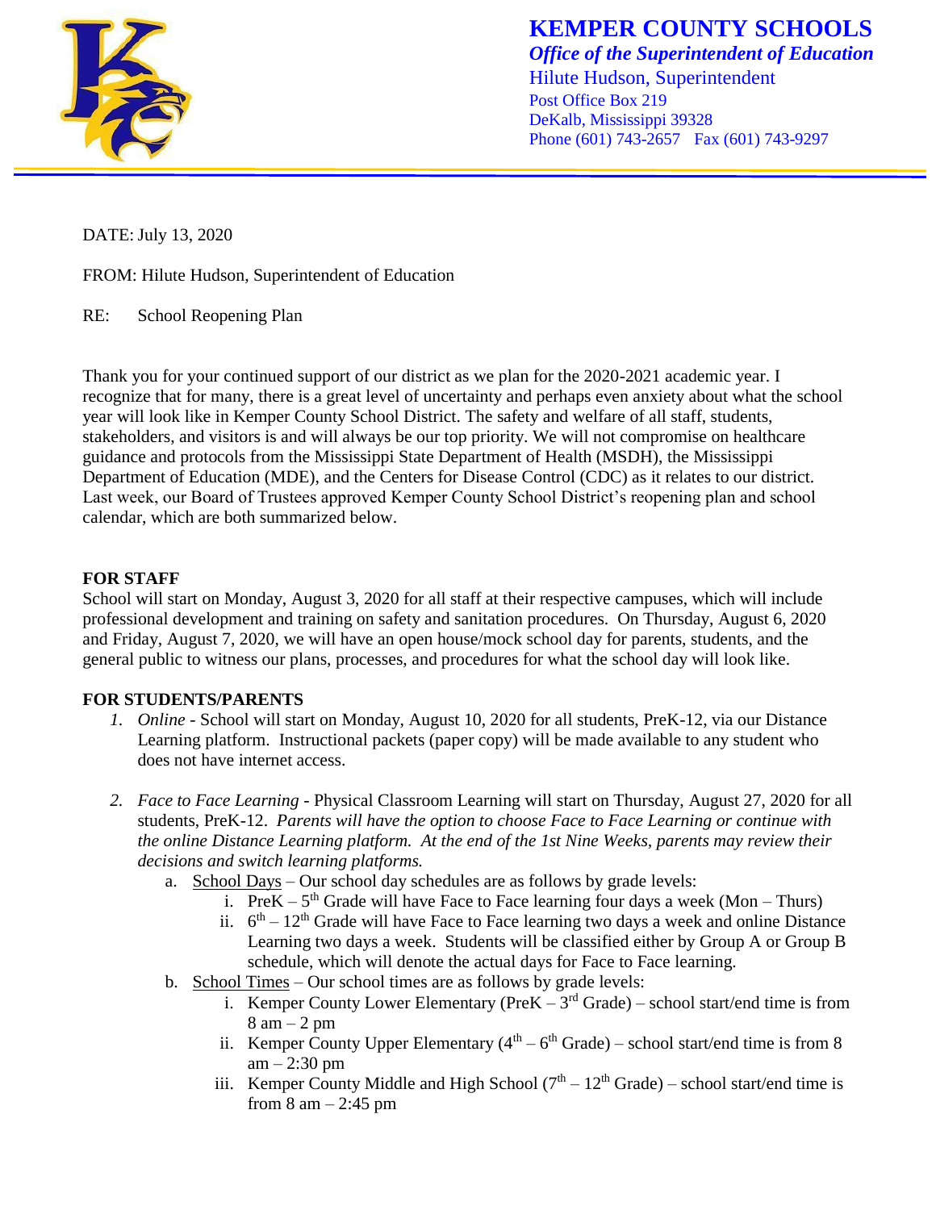# KEMPER COUNTY SCHOOLS

***Office of the Superintendent of Education***

Hilute Hudson, Superintendent
Post Office Box 219
DeKalb, Mississippi 39328
Phone (601) 743-2657 Fax (601) 743-9297

DATE: July 13, 2020

FROM: Hilute Hudson, Superintendent of Education

RE: School Reopening Plan

Thank you for your continued support of our district as we plan for the 2020-2021 academic year. I recognize that for many, there is a great level of uncertainty and perhaps even anxiety about what the school year will look like in Kemper County School District. The safety and welfare of all staff, students, stakeholders, and visitors is and will always be our top priority. We will not compromise on healthcare guidance and protocols from the Mississippi State Department of Health (MSDH), the Mississippi Department of Education (MDE), and the Centers for Disease Control (CDC) as it relates to our district. Last week, our Board of Trustees approved Kemper County School District's reopening plan and school calendar, which are both summarized below.

**FOR STAFF**

School will start on Monday, August 3, 2020 for all staff at their respective campuses, which will include professional development and training on safety and sanitation procedures. On Thursday, August 6, 2020 and Friday, August 7, 2020, we will have an open house/mock school day for parents, students, and the general public to witness our plans, processes, and procedures for what the school day will look like.

**FOR STUDENTS/PARENTS**

1. *Online* - School will start on Monday, August 10, 2020 for all students, PreK-12, via our Distance Learning platform. Instructional packets (paper copy) will be made available to any student who does not have internet access.

2. *Face to Face Learning* - Physical Classroom Learning will start on Thursday, August 27, 2020 for all students, PreK-12. *Parents will have the option to choose Face to Face Learning or continue with the online Distance Learning platform. At the end of the 1st Nine Weeks, parents may review their decisions and switch learning platforms.*
   a. <u>School Days</u> – Our school day schedules are as follows by grade levels:
      i. PreK – 5th Grade will have Face to Face learning four days a week (Mon – Thurs)
      ii. 6th – 12th Grade will have Face to Face learning two days a week and online Distance Learning two days a week. Students will be classified either by Group A or Group B schedule, which will denote the actual days for Face to Face learning.
   b. <u>School Times</u> – Our school times are as follows by grade levels:
      i. Kemper County Lower Elementary (PreK – 3rd Grade) – school start/end time is from 8 am – 2 pm
      ii. Kemper County Upper Elementary (4th – 6th Grade) – school start/end time is from 8 am – 2:30 pm
      iii. Kemper County Middle and High School (7th – 12th Grade) – school start/end time is from 8 am – 2:45 pm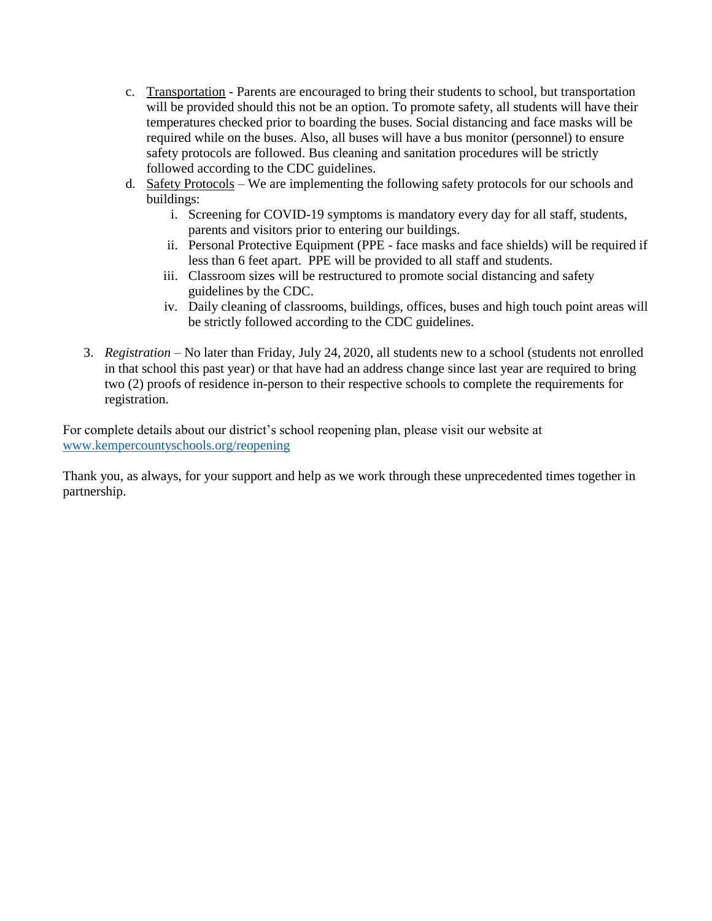c. Transportation - Parents are encouraged to bring their students to school, but transportation will be provided should this not be an option. To promote safety, all students will have their temperatures checked prior to boarding the buses. Social distancing and face masks will be required while on the buses. Also, all buses will have a bus monitor (personnel) to ensure safety protocols are followed. Bus cleaning and sanitation procedures will be strictly followed according to the CDC guidelines.

d. Safety Protocols – We are implementing the following safety protocols for our schools and buildings:

   i. Screening for COVID-19 symptoms is mandatory every day for all staff, students, parents and visitors prior to entering our buildings.

   ii. Personal Protective Equipment (PPE - face masks and face shields) will be required if less than 6 feet apart. PPE will be provided to all staff and students.

   iii. Classroom sizes will be restructured to promote social distancing and safety guidelines by the CDC.

   iv. Daily cleaning of classrooms, buildings, offices, buses and high touch point areas will be strictly followed according to the CDC guidelines.

3. *Registration* – No later than Friday, July 24, 2020, all students new to a school (students not enrolled in that school this past year) or that have had an address change since last year are required to bring two (2) proofs of residence in-person to their respective schools to complete the requirements for registration.

For complete details about our district's school reopening plan, please visit our website at [www.kempercountyschools.org/reopening](http://www.kempercountyschools.org/reopening)

Thank you, as always, for your support and help as we work through these unprecedented times together in partnership.